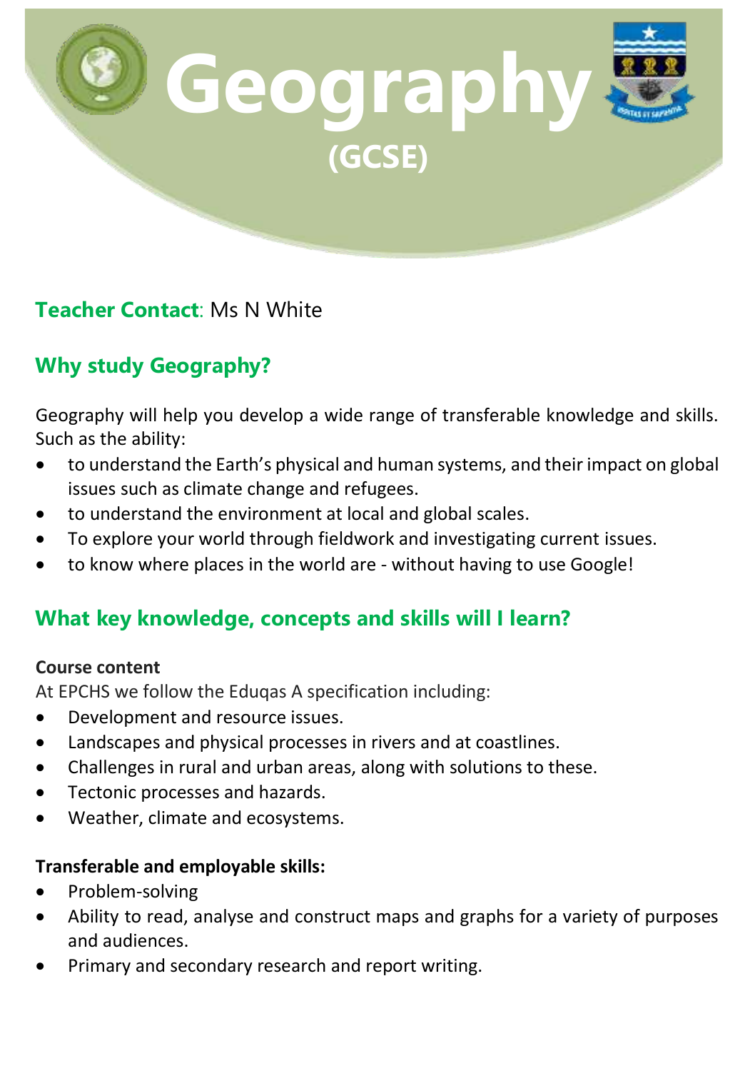# Geography
## (GCSE)

**Teacher Contact**: Ms N White

## Why study Geography?

Geography will help you develop a wide range of transferable knowledge and skills. Such as the ability:

- to understand the Earth's physical and human systems, and their impact on global issues such as climate change and refugees.
- to understand the environment at local and global scales.
- To explore your world through fieldwork and investigating current issues.
- to know where places in the world are - without having to use Google!

## What key knowledge, concepts and skills will I learn?

**Course content**

At EPCHS we follow the Eduqas A specification including:

- Development and resource issues.
- Landscapes and physical processes in rivers and at coastlines.
- Challenges in rural and urban areas, along with solutions to these.
- Tectonic processes and hazards.
- Weather, climate and ecosystems.

**Transferable and employable skills:**

- Problem-solving
- Ability to read, analyse and construct maps and graphs for a variety of purposes and audiences.
- Primary and secondary research and report writing.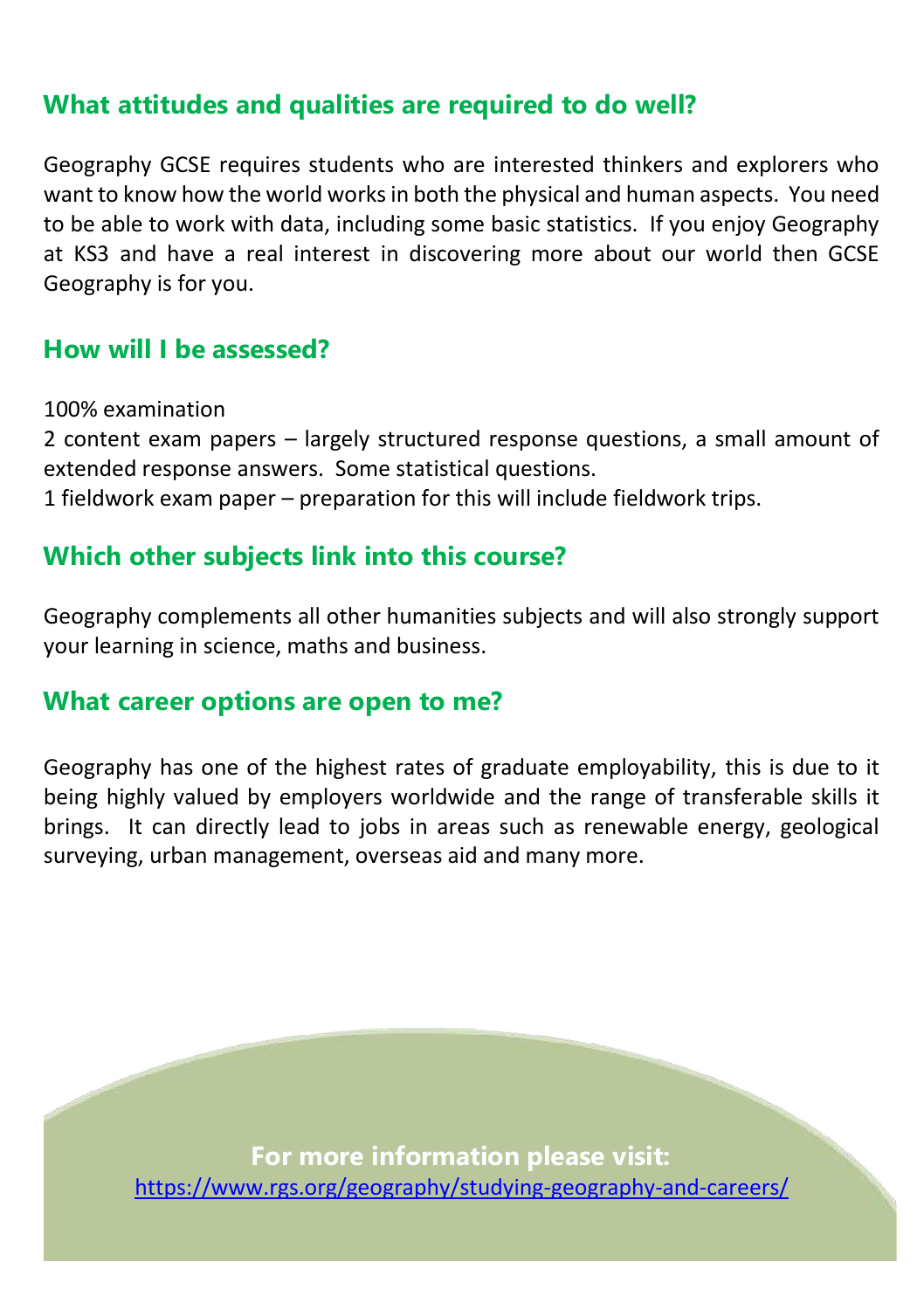## What attitudes and qualities are required to do well?

Geography GCSE requires students who are interested thinkers and explorers who want to know how the world works in both the physical and human aspects. You need to be able to work with data, including some basic statistics. If you enjoy Geography at KS3 and have a real interest in discovering more about our world then GCSE Geography is for you.

## How will I be assessed?

100% examination
2 content exam papers – largely structured response questions, a small amount of extended response answers. Some statistical questions.
1 fieldwork exam paper – preparation for this will include fieldwork trips.

## Which other subjects link into this course?

Geography complements all other humanities subjects and will also strongly support your learning in science, maths and business.

## What career options are open to me?

Geography has one of the highest rates of graduate employability, this is due to it being highly valued by employers worldwide and the range of transferable skills it brings. It can directly lead to jobs in areas such as renewable energy, geological surveying, urban management, overseas aid and many more.

**For more information please visit:**
https://www.rgs.org/geography/studying-geography-and-careers/